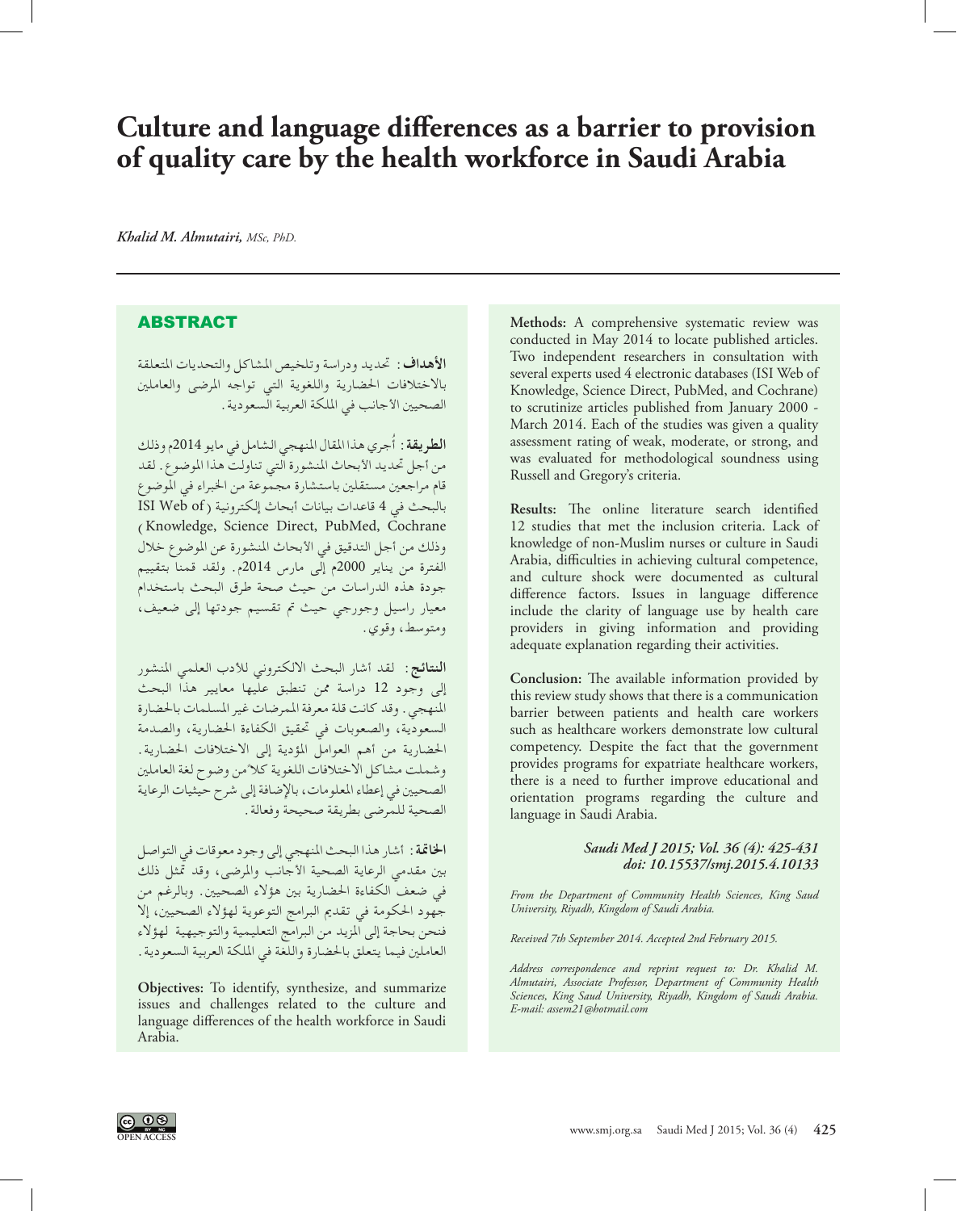# Culture and language differences as a barrier to provision of quality care by the health workforce in Saudi Arabia

*Khalid M. Almutairi, MSc, PhD.*

## ABSTRACT

**الأهداف**: تحديد ودراسة وتلخيص المشاكل والتحديات المتعلقة بالاختلافات الحضارية واللغوية التي تواجه المرضى والعاملين الصحيين الأجانب في المملكة العربية السعودية.

**الطريقة**: أُجري هذا المقال المنهجي الشامل في مايو 2014م وذلك من أجل تحديد الأبحاث المنشورة التي تناولت هذا الموضوع. لقد قام مراجعين مستقلين باستشارة مجموعة من الخبراء في الموضوع بالبحث في 4 قاعدات بيانات أبحاث إلكترونية (ISI Web of Knowledge, Science Direct, PubMed, Cochrane) وذلك من أجل التدقيق في الأبحاث المنشورة عن الموضوع خلال الفترة من يناير 2000م إلى مارس 2014م. ولقد قمنا بتقييم جودة هذه الدراسات من حيث صحة طرق البحث باستخدام معيار راسيل وجورجي حيث تم تقسيم جودتها إلى ضعيف، ومتوسط، وقوي.

**النتائج**: لقد أشار البحث الالكتروني للأدب العلمي المنشور إلى وجود 12 دراسة ممن تنطبق عليها معايير هذا البحث المنهجي. وقد كانت قلة معرفة الممرضات غير المسلمات بالحضارة السعودية، والصعوبات في تحقيق الكفاءة الحضارية، والصدمة الحضارية من أهم العوامل المؤدية إلى الاختلافات الحضارية. وشملت مشاكل الاختلافات اللغوية كلاً من وضوح لغة العاملين الصحيين في إعطاء المعلومات، بالإضافة إلى شرح حيثيات الرعاية الصحية للمرضى بطريقة صحيحة وفعالة.

**الخاتمة**: أشار هذا البحث المنهجي إلى وجود معوقات في التواصل بين مقدمي الرعاية الصحية الأجانب والمرضى، وقد تمثل ذلك في ضعف الكفاءة الحضارية بين هؤلاء الصحيين. وبالرغم من جهود الحكومة في تقديم البرامج التوعوية لهؤلاء الصحيين، إلا فنحن بحاجة إلى المزيد من البرامج التعليمية والتوجيهية لهؤلاء العاملين فيما يتعلق بالحضارة واللغة في المملكة العربية السعودية.

**Objectives:** To identify, synthesize, and summarize issues and challenges related to the culture and language differences of the health workforce in Saudi Arabia.

**Methods:** A comprehensive systematic review was conducted in May 2014 to locate published articles. Two independent researchers in consultation with several experts used 4 electronic databases (ISI Web of Knowledge, Science Direct, PubMed, and Cochrane) to scrutinize articles published from January 2000 - March 2014. Each of the studies was given a quality assessment rating of weak, moderate, or strong, and was evaluated for methodological soundness using Russell and Gregory's criteria.

**Results:** The online literature search identified 12 studies that met the inclusion criteria. Lack of knowledge of non-Muslim nurses or culture in Saudi Arabia, difficulties in achieving cultural competence, and culture shock were documented as cultural difference factors. Issues in language difference include the clarity of language use by health care providers in giving information and providing adequate explanation regarding their activities.

**Conclusion:** The available information provided by this review study shows that there is a communication barrier between patients and health care workers such as healthcare workers demonstrate low cultural competency. Despite the fact that the government provides programs for expatriate healthcare workers, there is a need to further improve educational and orientation programs regarding the culture and language in Saudi Arabia.

*Saudi Med J 2015; Vol. 36 (4): 425-431*
*doi: 10.15537/smj.2015.4.10133*

*From the Department of Community Health Sciences, King Saud University, Riyadh, Kingdom of Saudi Arabia.*

*Received 7th September 2014. Accepted 2nd February 2015.*

*Address correspondence and reprint request to: Dr. Khalid M. Almutairi, Associate Professor, Department of Community Health Sciences, King Saud University, Riyadh, Kingdom of Saudi Arabia. E-mail: assem21@hotmail.com*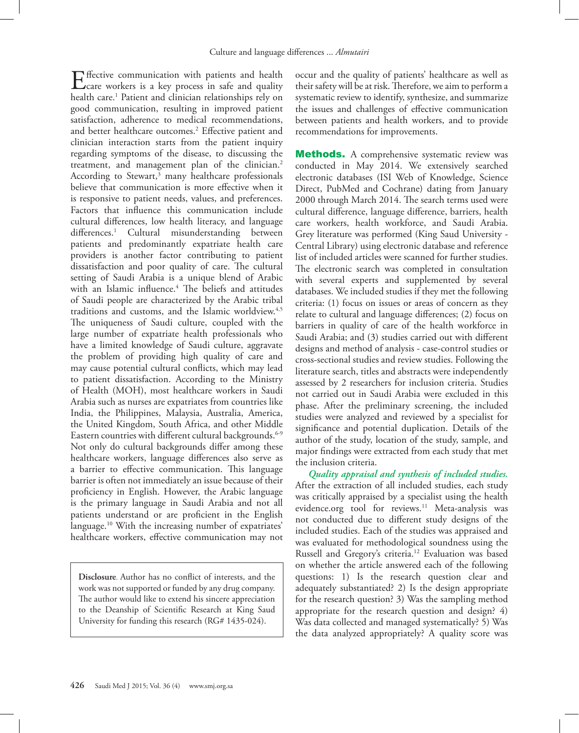Effective communication with patients and health care workers is a key process in safe and quality health care.[1] Patient and clinician relationships rely on good communication, resulting in improved patient satisfaction, adherence to medical recommendations, and better healthcare outcomes.[2] Effective patient and clinician interaction starts from the patient inquiry regarding symptoms of the disease, to discussing the treatment, and management plan of the clinician.[2] According to Stewart,[3] many healthcare professionals believe that communication is more effective when it is responsive to patient needs, values, and preferences. Factors that influence this communication include cultural differences, low health literacy, and language differences.[1] Cultural misunderstanding between patients and predominantly expatriate health care providers is another factor contributing to patient dissatisfaction and poor quality of care. The cultural setting of Saudi Arabia is a unique blend of Arabic with an Islamic influence.[4] The beliefs and attitudes of Saudi people are characterized by the Arabic tribal traditions and customs, and the Islamic worldview.[4,5] The uniqueness of Saudi culture, coupled with the large number of expatriate health professionals who have a limited knowledge of Saudi culture, aggravate the problem of providing high quality of care and may cause potential cultural conflicts, which may lead to patient dissatisfaction. According to the Ministry of Health (MOH), most healthcare workers in Saudi Arabia such as nurses are expatriates from countries like India, the Philippines, Malaysia, Australia, America, the United Kingdom, South Africa, and other Middle Eastern countries with different cultural backgrounds.[6-9] Not only do cultural backgrounds differ among these healthcare workers, language differences also serve as a barrier to effective communication. This language barrier is often not immediately an issue because of their proficiency in English. However, the Arabic language is the primary language in Saudi Arabia and not all patients understand or are proficient in the English language.[10] With the increasing number of expatriates' healthcare workers, effective communication may not occur and the quality of patients' healthcare as well as their safety will be at risk. Therefore, we aim to perform a systematic review to identify, synthesize, and summarize the issues and challenges of effective communication between patients and health workers, and to provide recommendations for improvements.

**Disclosure**. Author has no conflict of interests, and the work was not supported or funded by any drug company. The author would like to extend his sincere appreciation to the Deanship of Scientific Research at King Saud University for funding this research (RG# 1435-024).

## Methods.

A comprehensive systematic review was conducted in May 2014. We extensively searched electronic databases (ISI Web of Knowledge, Science Direct, PubMed and Cochrane) dating from January 2000 through March 2014. The search terms used were cultural difference, language difference, barriers, health care workers, health workforce, and Saudi Arabia. Grey literature was performed (King Saud University - Central Library) using electronic database and reference list of included articles were scanned for further studies. The electronic search was completed in consultation with several experts and supplemented by several databases. We included studies if they met the following criteria: (1) focus on issues or areas of concern as they relate to cultural and language differences; (2) focus on barriers in quality of care of the health workforce in Saudi Arabia; and (3) studies carried out with different designs and method of analysis - case-control studies or cross-sectional studies and review studies. Following the literature search, titles and abstracts were independently assessed by 2 researchers for inclusion criteria. Studies not carried out in Saudi Arabia were excluded in this phase. After the preliminary screening, the included studies were analyzed and reviewed by a specialist for significance and potential duplication. Details of the author of the study, location of the study, sample, and major findings were extracted from each study that met the inclusion criteria.

***Quality appraisal and synthesis of included studies.*** After the extraction of all included studies, each study was critically appraised by a specialist using the health evidence.org tool for reviews.[11] Meta-analysis was not conducted due to different study designs of the included studies. Each of the studies was appraised and was evaluated for methodological soundness using the Russell and Gregory's criteria.[12] Evaluation was based on whether the article answered each of the following questions: 1) Is the research question clear and adequately substantiated? 2) Is the design appropriate for the research question? 3) Was the sampling method appropriate for the research question and design? 4) Was data collected and managed systematically? 5) Was the data analyzed appropriately? A quality score was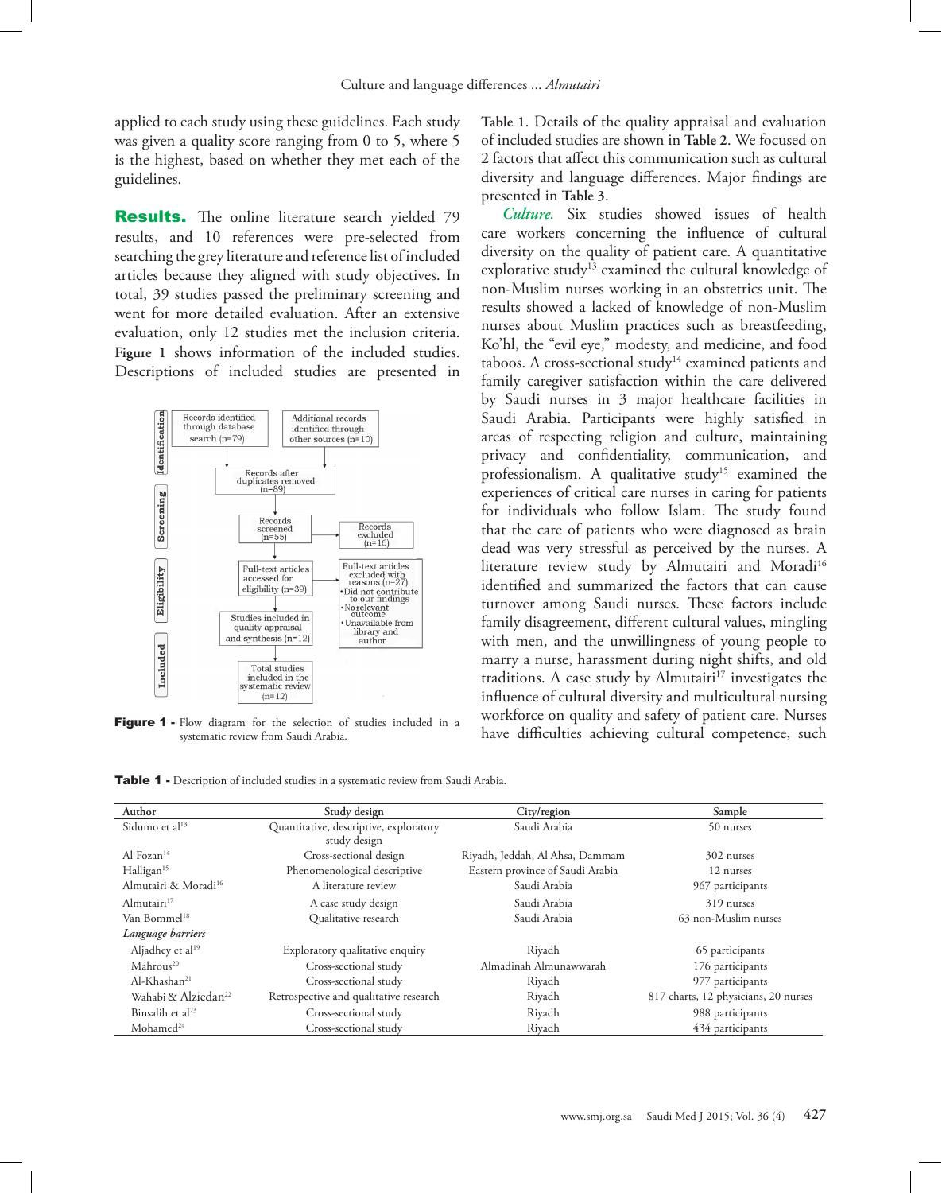applied to each study using these guidelines. Each study was given a quality score ranging from 0 to 5, where 5 is the highest, based on whether they met each of the guidelines.

**Results.** The online literature search yielded 79 results, and 10 references were pre-selected from searching the grey literature and reference list of included articles because they aligned with study objectives. In total, 39 studies passed the preliminary screening and went for more detailed evaluation. After an extensive evaluation, only 12 studies met the inclusion criteria. **Figure 1** shows information of the included studies. Descriptions of included studies are presented in

Identification: Records identified through database search (n=79); Additional records identified through other sources (n=10)

Screening: Records after duplicates removed (n=89); Records screened (n=55); Records excluded (n=16)

Eligibility: Full-text articles accessed for eligibility (n=39); Full-text articles excluded with reasons (n=27) •Did not contribute to our findings •No relevant outcome •Unavailable from library and author

Studies included in quality appraisal and synthesis (n=12)

Included: Total studies included in the systematic review (n=12)

**Figure 1 -** Flow diagram for the selection of studies included in a systematic review from Saudi Arabia.

**Table 1**. Details of the quality appraisal and evaluation of included studies are shown in **Table 2**. We focused on 2 factors that affect this communication such as cultural diversity and language differences. Major findings are presented in **Table 3**.

*Culture.* Six studies showed issues of health care workers concerning the influence of cultural diversity on the quality of patient care. A quantitative explorative study[13] examined the cultural knowledge of non-Muslim nurses working in an obstetrics unit. The results showed a lacked of knowledge of non-Muslim nurses about Muslim practices such as breastfeeding, Ko'hl, the "evil eye," modesty, and medicine, and food taboos. A cross-sectional study[14] examined patients and family caregiver satisfaction within the care delivered by Saudi nurses in 3 major healthcare facilities in Saudi Arabia. Participants were highly satisfied in areas of respecting religion and culture, maintaining privacy and confidentiality, communication, and professionalism. A qualitative study[15] examined the experiences of critical care nurses in caring for patients for individuals who follow Islam. The study found that the care of patients who were diagnosed as brain dead was very stressful as perceived by the nurses. A literature review study by Almutairi and Moradi[16] identified and summarized the factors that can cause turnover among Saudi nurses. These factors include family disagreement, different cultural values, mingling with men, and the unwillingness of young people to marry a nurse, harassment during night shifts, and old traditions. A case study by Almutairi[17] investigates the influence of cultural diversity and multicultural nursing workforce on quality and safety of patient care. Nurses have difficulties achieving cultural competence, such

**Table 1 -** Description of included studies in a systematic review from Saudi Arabia.

| Author | Study design | City/region | Sample |
|---|---|---|---|
| Sidumo et al[13] | Quantitative, descriptive, exploratory study design | Saudi Arabia | 50 nurses |
| Al Fozan[14] | Cross-sectional design | Riyadh, Jeddah, Al Ahsa, Dammam | 302 nurses |
| Halligan[15] | Phenomenological descriptive | Eastern province of Saudi Arabia | 12 nurses |
| Almutairi & Moradi[16] | A literature review | Saudi Arabia | 967 participants |
| Almutairi[17] | A case study design | Saudi Arabia | 319 nurses |
| Van Bommel[18] | Qualitative research | Saudi Arabia | 63 non-Muslim nurses |
| ***Language barriers*** | | | |
| Aljadhey et al[19] | Exploratory qualitative enquiry | Riyadh | 65 participants |
| Mahrous[20] | Cross-sectional study | Almadinah Almunawwarah | 176 participants |
| Al-Khashan[21] | Cross-sectional study | Riyadh | 977 participants |
| Wahabi & Alziedan[22] | Retrospective and qualitative research | Riyadh | 817 charts, 12 physicians, 20 nurses |
| Binsalih et al[23] | Cross-sectional study | Riyadh | 988 participants |
| Mohamed[24] | Cross-sectional study | Riyadh | 434 participants |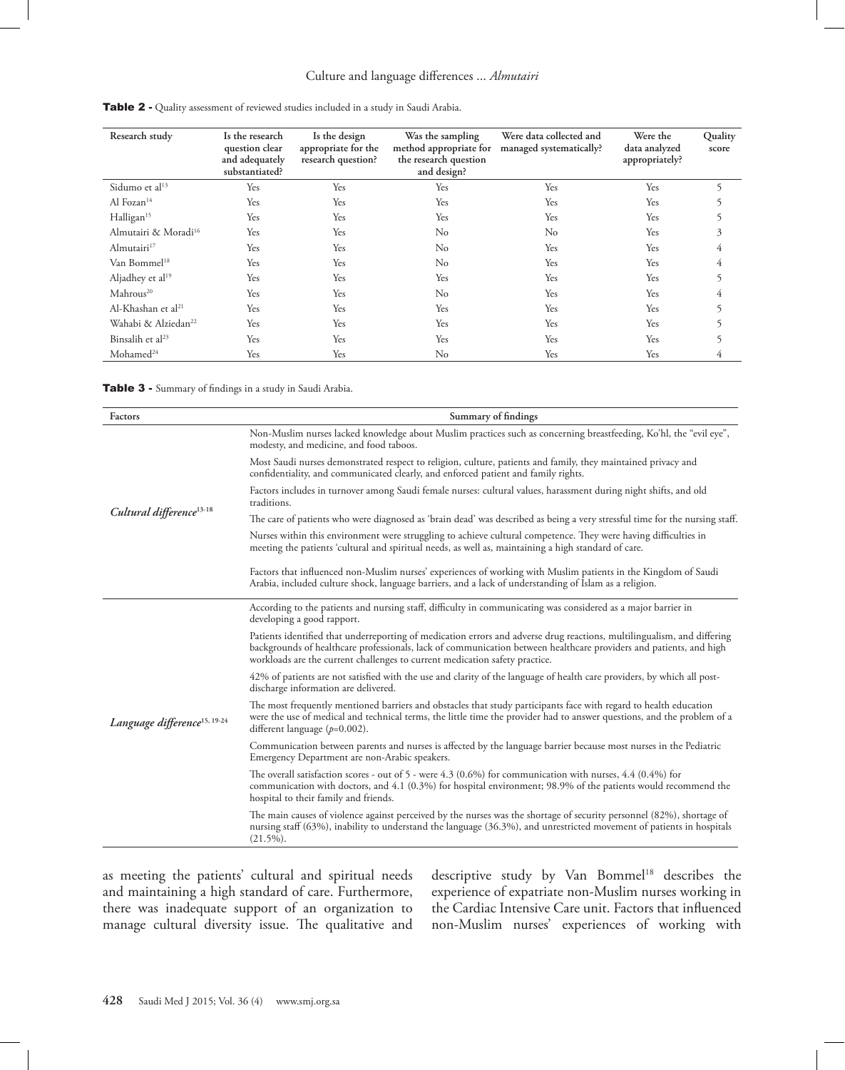**Table 2 -** Quality assessment of reviewed studies included in a study in Saudi Arabia.

| Research study | Is the research question clear and adequately substantiated? | Is the design appropriate for the research question? | Was the sampling method appropriate for the research question and design? | Were data collected and managed systematically? | Were the data analyzed appropriately? | Quality score |
|---|---|---|---|---|---|---|
| Sidumo et al[13] | Yes | Yes | Yes | Yes | Yes | 5 |
| Al Fozan[14] | Yes | Yes | Yes | Yes | Yes | 5 |
| Halligan[15] | Yes | Yes | Yes | Yes | Yes | 5 |
| Almutairi & Moradi[16] | Yes | Yes | No | No | Yes | 3 |
| Almutairi[17] | Yes | Yes | No | Yes | Yes | 4 |
| Van Bommel[18] | Yes | Yes | No | Yes | Yes | 4 |
| Aljadhey et al[19] | Yes | Yes | Yes | Yes | Yes | 5 |
| Mahrous[20] | Yes | Yes | No | Yes | Yes | 4 |
| Al-Khashan et al[21] | Yes | Yes | Yes | Yes | Yes | 5 |
| Wahabi & Alziedan[22] | Yes | Yes | Yes | Yes | Yes | 5 |
| Binsalih et al[23] | Yes | Yes | Yes | Yes | Yes | 5 |
| Mohamed[24] | Yes | Yes | No | Yes | Yes | 4 |

**Table 3 -** Summary of findings in a study in Saudi Arabia.

| Factors | Summary of findings |
|---|---|
| *Cultural difference*[13-18] | Non-Muslim nurses lacked knowledge about Muslim practices such as concerning breastfeeding, Ko'hl, the "evil eye", modesty, and medicine, and food taboos. |
| | Most Saudi nurses demonstrated respect to religion, culture, patients and family, they maintained privacy and confidentiality, and communicated clearly, and enforced patient and family rights. |
| | Factors includes in turnover among Saudi female nurses: cultural values, harassment during night shifts, and old traditions. |
| | The care of patients who were diagnosed as 'brain dead' was described as being a very stressful time for the nursing staff. |
| | Nurses within this environment were struggling to achieve cultural competence. They were having difficulties in meeting the patients 'cultural and spiritual needs, as well as, maintaining a high standard of care. |
| | Factors that influenced non-Muslim nurses' experiences of working with Muslim patients in the Kingdom of Saudi Arabia, included culture shock, language barriers, and a lack of understanding of Islam as a religion. |
| *Language difference*[15, 19-24] | According to the patients and nursing staff, difficulty in communicating was considered as a major barrier in developing a good rapport. |
| | Patients identified that underreporting of medication errors and adverse drug reactions, multilingualism, and differing backgrounds of healthcare professionals, lack of communication between healthcare providers and patients, and high workloads are the current challenges to current medication safety practice. |
| | 42% of patients are not satisfied with the use and clarity of the language of health care providers, by which all post-discharge information are delivered. |
| | The most frequently mentioned barriers and obstacles that study participants face with regard to health education were the use of medical and technical terms, the little time the provider had to answer questions, and the problem of a different language ($p$=0.002). |
| | Communication between parents and nurses is affected by the language barrier because most nurses in the Pediatric Emergency Department are non-Arabic speakers. |
| | The overall satisfaction scores - out of 5 - were 4.3 (0.6%) for communication with nurses, 4.4 (0.4%) for communication with doctors, and 4.1 (0.3%) for hospital environment; 98.9% of the patients would recommend the hospital to their family and friends. |
| | The main causes of violence against perceived by the nurses was the shortage of security personnel (82%), shortage of nursing staff (63%), inability to understand the language (36.3%), and unrestricted movement of patients in hospitals (21.5%). |

as meeting the patients' cultural and spiritual needs and maintaining a high standard of care. Furthermore, there was inadequate support of an organization to manage cultural diversity issue. The qualitative and descriptive study by Van Bommel[18] describes the experience of expatriate non-Muslim nurses working in the Cardiac Intensive Care unit. Factors that influenced non-Muslim nurses' experiences of working with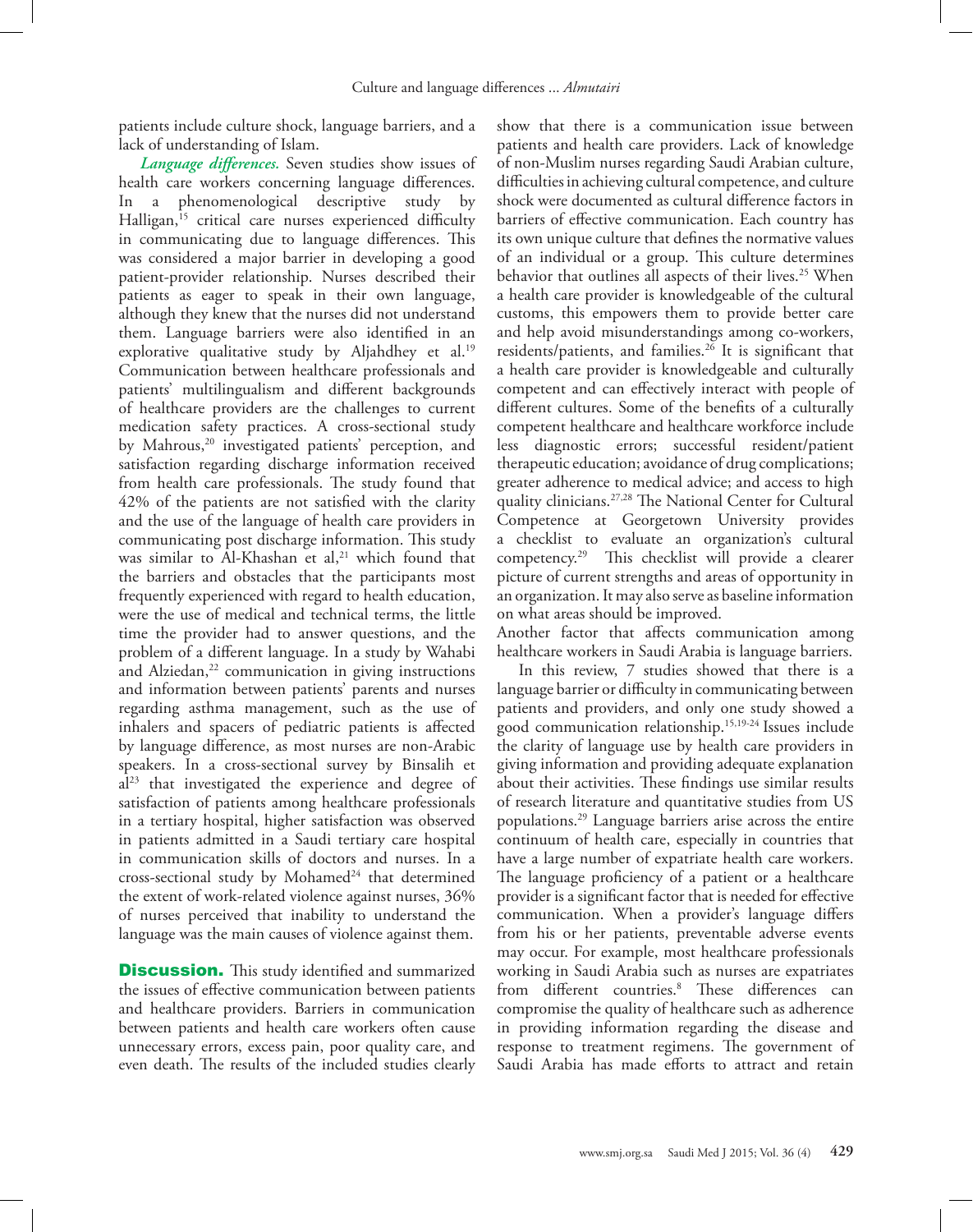patients include culture shock, language barriers, and a lack of understanding of Islam.

***Language differences.*** Seven studies show issues of health care workers concerning language differences. In a phenomenological descriptive study by Halligan,[15] critical care nurses experienced difficulty in communicating due to language differences. This was considered a major barrier in developing a good patient-provider relationship. Nurses described their patients as eager to speak in their own language, although they knew that the nurses did not understand them. Language barriers were also identified in an explorative qualitative study by Aljahdhey et al.[19] Communication between healthcare professionals and patients' multilingualism and different backgrounds of healthcare providers are the challenges to current medication safety practices. A cross-sectional study by Mahrous,[20] investigated patients' perception, and satisfaction regarding discharge information received from health care professionals. The study found that 42% of the patients are not satisfied with the clarity and the use of the language of health care providers in communicating post discharge information. This study was similar to Al-Khashan et al,[21] which found that the barriers and obstacles that the participants most frequently experienced with regard to health education, were the use of medical and technical terms, the little time the provider had to answer questions, and the problem of a different language. In a study by Wahabi and Alziedan,[22] communication in giving instructions and information between patients' parents and nurses regarding asthma management, such as the use of inhalers and spacers of pediatric patients is affected by language difference, as most nurses are non-Arabic speakers. In a cross-sectional survey by Binsalih et al[23] that investigated the experience and degree of satisfaction of patients among healthcare professionals in a tertiary hospital, higher satisfaction was observed in patients admitted in a Saudi tertiary care hospital in communication skills of doctors and nurses. In a cross-sectional study by Mohamed[24] that determined the extent of work-related violence against nurses, 36% of nurses perceived that inability to understand the language was the main causes of violence against them.

**Discussion.** This study identified and summarized the issues of effective communication between patients and healthcare providers. Barriers in communication between patients and health care workers often cause unnecessary errors, excess pain, poor quality care, and even death. The results of the included studies clearly show that there is a communication issue between patients and health care providers. Lack of knowledge of non-Muslim nurses regarding Saudi Arabian culture, difficulties in achieving cultural competence, and culture shock were documented as cultural difference factors in barriers of effective communication. Each country has its own unique culture that defines the normative values of an individual or a group. This culture determines behavior that outlines all aspects of their lives.[25] When a health care provider is knowledgeable of the cultural customs, this empowers them to provide better care and help avoid misunderstandings among co-workers, residents/patients, and families.[26] It is significant that a health care provider is knowledgeable and culturally competent and can effectively interact with people of different cultures. Some of the benefits of a culturally competent healthcare and healthcare workforce include less diagnostic errors; successful resident/patient therapeutic education; avoidance of drug complications; greater adherence to medical advice; and access to high quality clinicians.[27,28] The National Center for Cultural Competence at Georgetown University provides a checklist to evaluate an organization's cultural competency.[29] This checklist will provide a clearer picture of current strengths and areas of opportunity in an organization. It may also serve as baseline information on what areas should be improved.

Another factor that affects communication among healthcare workers in Saudi Arabia is language barriers.

In this review, 7 studies showed that there is a language barrier or difficulty in communicating between patients and providers, and only one study showed a good communication relationship.[15,19-24] Issues include the clarity of language use by health care providers in giving information and providing adequate explanation about their activities. These findings use similar results of research literature and quantitative studies from US populations.[29] Language barriers arise across the entire continuum of health care, especially in countries that have a large number of expatriate health care workers. The language proficiency of a patient or a healthcare provider is a significant factor that is needed for effective communication. When a provider's language differs from his or her patients, preventable adverse events may occur. For example, most healthcare professionals working in Saudi Arabia such as nurses are expatriates from different countries.[8] These differences can compromise the quality of healthcare such as adherence in providing information regarding the disease and response to treatment regimens. The government of Saudi Arabia has made efforts to attract and retain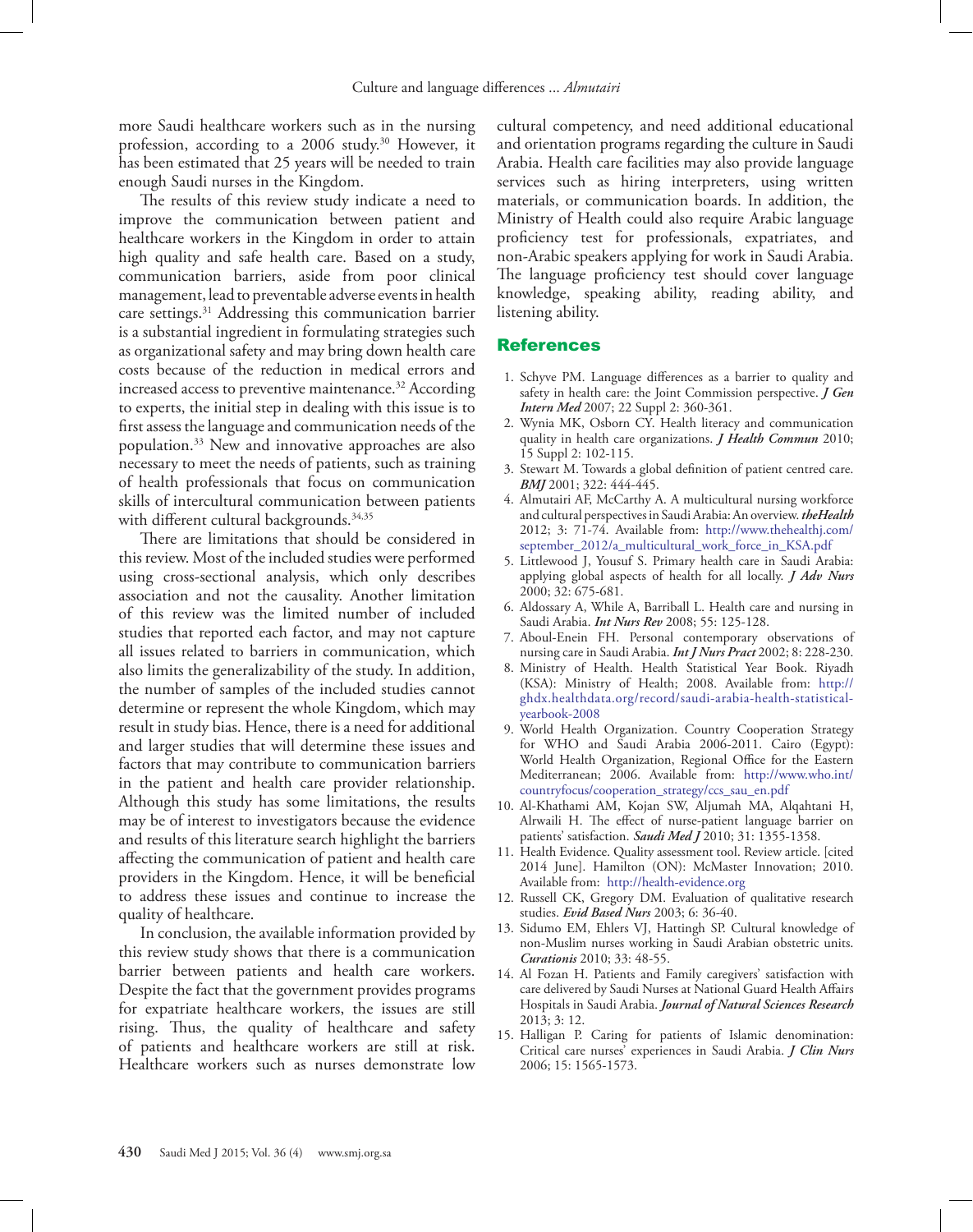more Saudi healthcare workers such as in the nursing profession, according to a 2006 study.[30] However, it has been estimated that 25 years will be needed to train enough Saudi nurses in the Kingdom.

The results of this review study indicate a need to improve the communication between patient and healthcare workers in the Kingdom in order to attain high quality and safe health care. Based on a study, communication barriers, aside from poor clinical management, lead to preventable adverse events in health care settings.[31] Addressing this communication barrier is a substantial ingredient in formulating strategies such as organizational safety and may bring down health care costs because of the reduction in medical errors and increased access to preventive maintenance.[32] According to experts, the initial step in dealing with this issue is to first assess the language and communication needs of the population.[33] New and innovative approaches are also necessary to meet the needs of patients, such as training of health professionals that focus on communication skills of intercultural communication between patients with different cultural backgrounds.[34,35]

There are limitations that should be considered in this review. Most of the included studies were performed using cross-sectional analysis, which only describes association and not the causality. Another limitation of this review was the limited number of included studies that reported each factor, and may not capture all issues related to barriers in communication, which also limits the generalizability of the study. In addition, the number of samples of the included studies cannot determine or represent the whole Kingdom, which may result in study bias. Hence, there is a need for additional and larger studies that will determine these issues and factors that may contribute to communication barriers in the patient and health care provider relationship. Although this study has some limitations, the results may be of interest to investigators because the evidence and results of this literature search highlight the barriers affecting the communication of patient and health care providers in the Kingdom. Hence, it will be beneficial to address these issues and continue to increase the quality of healthcare.

In conclusion, the available information provided by this review study shows that there is a communication barrier between patients and health care workers. Despite the fact that the government provides programs for expatriate healthcare workers, the issues are still rising. Thus, the quality of healthcare and safety of patients and healthcare workers are still at risk. Healthcare workers such as nurses demonstrate low cultural competency, and need additional educational and orientation programs regarding the culture in Saudi Arabia. Health care facilities may also provide language services such as hiring interpreters, using written materials, or communication boards. In addition, the Ministry of Health could also require Arabic language proficiency test for professionals, expatriates, and non-Arabic speakers applying for work in Saudi Arabia. The language proficiency test should cover language knowledge, speaking ability, reading ability, and listening ability.

## References

1. Schyve PM. Language differences as a barrier to quality and safety in health care: the Joint Commission perspective. ***J Gen Intern Med*** 2007; 22 Suppl 2: 360-361.
2. Wynia MK, Osborn CY. Health literacy and communication quality in health care organizations. ***J Health Commun*** 2010; 15 Suppl 2: 102-115.
3. Stewart M. Towards a global definition of patient centred care. ***BMJ*** 2001; 322: 444-445.
4. Almutairi AF, McCarthy A. A multicultural nursing workforce and cultural perspectives in Saudi Arabia: An overview. ***theHealth*** 2012; 3: 71-74. Available from: http://www.thehealthj.com/september_2012/a_multicultural_work_force_in_KSA.pdf
5. Littlewood J, Yousuf S. Primary health care in Saudi Arabia: applying global aspects of health for all locally. ***J Adv Nurs*** 2000; 32: 675-681.
6. Aldossary A, While A, Barriball L. Health care and nursing in Saudi Arabia. ***Int Nurs Rev*** 2008; 55: 125-128.
7. Aboul-Enein FH. Personal contemporary observations of nursing care in Saudi Arabia. ***Int J Nurs Pract*** 2002; 8: 228-230.
8. Ministry of Health. Health Statistical Year Book. Riyadh (KSA): Ministry of Health; 2008. Available from: http://ghdx.healthdata.org/record/saudi-arabia-health-statistical-yearbook-2008
9. World Health Organization. Country Cooperation Strategy for WHO and Saudi Arabia 2006-2011. Cairo (Egypt): World Health Organization, Regional Office for the Eastern Mediterranean; 2006. Available from: http://www.who.int/countryfocus/cooperation_strategy/ccs_sau_en.pdf
10. Al-Khathami AM, Kojan SW, Aljumah MA, Alqahtani H, Alrwaili H. The effect of nurse-patient language barrier on patients' satisfaction. ***Saudi Med J*** 2010; 31: 1355-1358.
11. Health Evidence. Quality assessment tool. Review article. [cited 2014 June]. Hamilton (ON): McMaster Innovation; 2010. Available from: http://health-evidence.org
12. Russell CK, Gregory DM. Evaluation of qualitative research studies. ***Evid Based Nurs*** 2003; 6: 36-40.
13. Sidumo EM, Ehlers VJ, Hattingh SP. Cultural knowledge of non-Muslim nurses working in Saudi Arabian obstetric units. ***Curationis*** 2010; 33: 48-55.
14. Al Fozan H. Patients and Family caregivers' satisfaction with care delivered by Saudi Nurses at National Guard Health Affairs Hospitals in Saudi Arabia. ***Journal of Natural Sciences Research*** 2013; 3: 12.
15. Halligan P. Caring for patients of Islamic denomination: Critical care nurses' experiences in Saudi Arabia. ***J Clin Nurs*** 2006; 15: 1565-1573.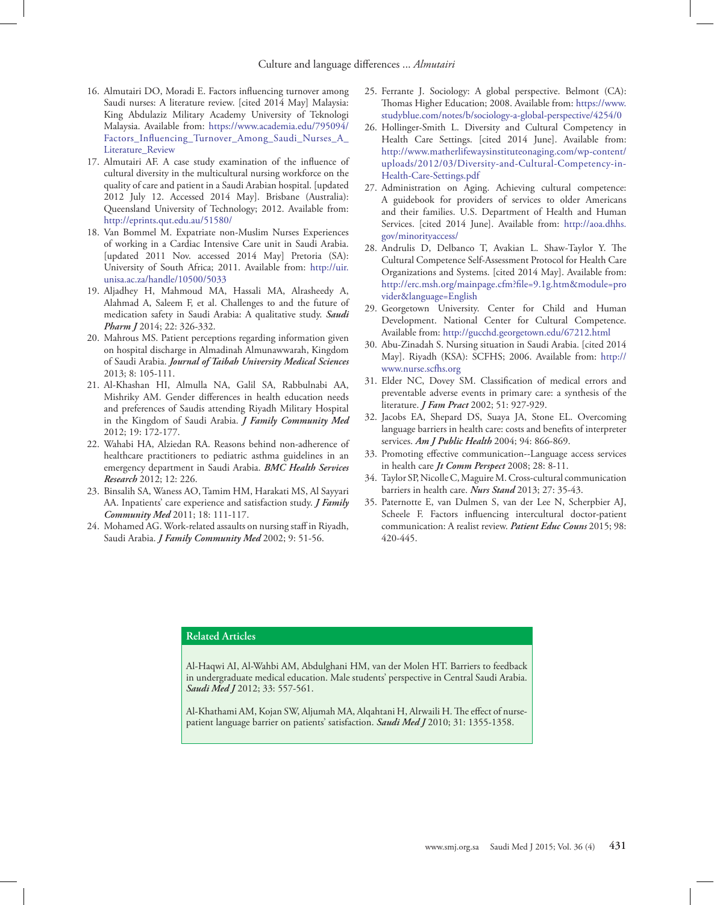16. Almutairi DO, Moradi E. Factors influencing turnover among Saudi nurses: A literature review. [cited 2014 May] Malaysia: King Abdulaziz Military Academy University of Teknologi Malaysia. Available from: https://www.academia.edu/795094/Factors_Influencing_Turnover_Among_Saudi_Nurses_A_Literature_Review
17. Almutairi AF. A case study examination of the influence of cultural diversity in the multicultural nursing workforce on the quality of care and patient in a Saudi Arabian hospital. [updated 2012 July 12. Accessed 2014 May]. Brisbane (Australia): Queensland University of Technology; 2012. Available from: http://eprints.qut.edu.au/51580/
18. Van Bommel M. Expatriate non-Muslim Nurses Experiences of working in a Cardiac Intensive Care unit in Saudi Arabia. [updated 2011 Nov. accessed 2014 May] Pretoria (SA): University of South Africa; 2011. Available from: http://uir.unisa.ac.za/handle/10500/5033
19. Aljadhey H, Mahmoud MA, Hassali MA, Alrasheedy A, Alahmad A, Saleem F, et al. Challenges to and the future of medication safety in Saudi Arabia: A qualitative study. ***Saudi Pharm J*** 2014; 22: 326-332.
20. Mahrous MS. Patient perceptions regarding information given on hospital discharge in Almadinah Almunawwarah, Kingdom of Saudi Arabia. ***Journal of Taibah University Medical Sciences*** 2013; 8: 105-111.
21. Al-Khashan HI, Almulla NA, Galil SA, Rabbulnabi AA, Mishriky AM. Gender differences in health education needs and preferences of Saudis attending Riyadh Military Hospital in the Kingdom of Saudi Arabia. ***J Family Community Med*** 2012; 19: 172-177.
22. Wahabi HA, Alziedan RA. Reasons behind non-adherence of healthcare practitioners to pediatric asthma guidelines in an emergency department in Saudi Arabia. ***BMC Health Services Research*** 2012; 12: 226.
23. Binsalih SA, Waness AO, Tamim HM, Harakati MS, Al Sayyari AA. Inpatients' care experience and satisfaction study. ***J Family Community Med*** 2011; 18: 111-117.
24. Mohamed AG. Work-related assaults on nursing staff in Riyadh, Saudi Arabia. ***J Family Community Med*** 2002; 9: 51-56.
25. Ferrante J. Sociology: A global perspective. Belmont (CA): Thomas Higher Education; 2008. Available from: https://www.studyblue.com/notes/b/sociology-a-global-perspective/4254/0
26. Hollinger-Smith L. Diversity and Cultural Competency in Health Care Settings. [cited 2014 June]. Available from: http://www.matherlifewaysinstituteonaging.com/wp-content/uploads/2012/03/Diversity-and-Cultural-Competency-in-Health-Care-Settings.pdf
27. Administration on Aging. Achieving cultural competence: A guidebook for providers of services to older Americans and their families. U.S. Department of Health and Human Services. [cited 2014 June]. Available from: http://aoa.dhhs.gov/minorityaccess/
28. Andrulis D, Delbanco T, Avakian L. Shaw-Taylor Y. The Cultural Competence Self-Assessment Protocol for Health Care Organizations and Systems. [cited 2014 May]. Available from: http://erc.msh.org/mainpage.cfm?file=9.1g.htm&module=provider&language=English
29. Georgetown University. Center for Child and Human Development. National Center for Cultural Competence. Available from: http://gucchd.georgetown.edu/67212.html
30. Abu-Zinadah S. Nursing situation in Saudi Arabia. [cited 2014 May]. Riyadh (KSA): SCFHS; 2006. Available from: http://www.nurse.scfhs.org
31. Elder NC, Dovey SM. Classification of medical errors and preventable adverse events in primary care: a synthesis of the literature. ***J Fam Pract*** 2002; 51: 927-929.
32. Jacobs EA, Shepard DS, Suaya JA, Stone EL. Overcoming language barriers in health care: costs and benefits of interpreter services. ***Am J Public Health*** 2004; 94: 866-869.
33. Promoting effective communication--Language access services in health care ***Jt Comm Perspect*** 2008; 28: 8-11.
34. Taylor SP, Nicolle C, Maguire M. Cross-cultural communication barriers in health care. ***Nurs Stand*** 2013; 27: 35-43.
35. Paternotte E, van Dulmen S, van der Lee N, Scherpbier AJ, Scheele F. Factors influencing intercultural doctor-patient communication: A realist review. ***Patient Educ Couns*** 2015; 98: 420-445.

**Related Articles**

Al-Haqwi AI, Al-Wahbi AM, Abdulghani HM, van der Molen HT. Barriers to feedback in undergraduate medical education. Male students' perspective in Central Saudi Arabia. ***Saudi Med J*** 2012; 33: 557-561.

Al-Khathami AM, Kojan SW, Aljumah MA, Alqahtani H, Alrwaili H. The effect of nurse-patient language barrier on patients' satisfaction. ***Saudi Med J*** 2010; 31: 1355-1358.